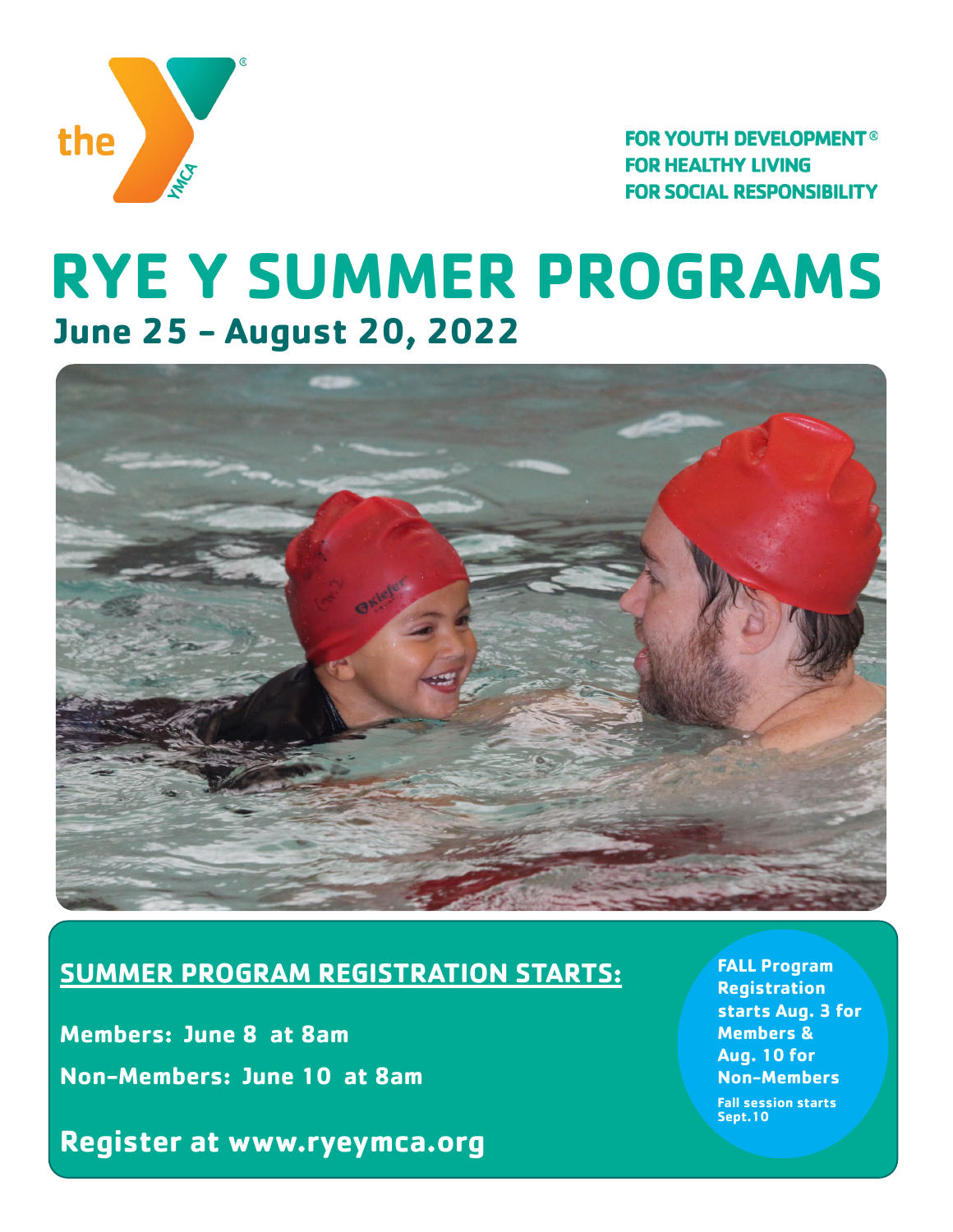FOR YOUTH DEVELOPMENT®
FOR HEALTHY LIVING
FOR SOCIAL RESPONSIBILITY

# RYE Y SUMMER PROGRAMS

## June 25 – August 20, 2022

**SUMMER PROGRAM REGISTRATION STARTS:**

**Members: June 8 at 8am**

**Non-Members: June 10 at 8am**

**Register at www.ryeymca.org**

**FALL Program Registration starts Aug. 3 for Members & Aug. 10 for Non-Members**

**Fall session starts Sept.10**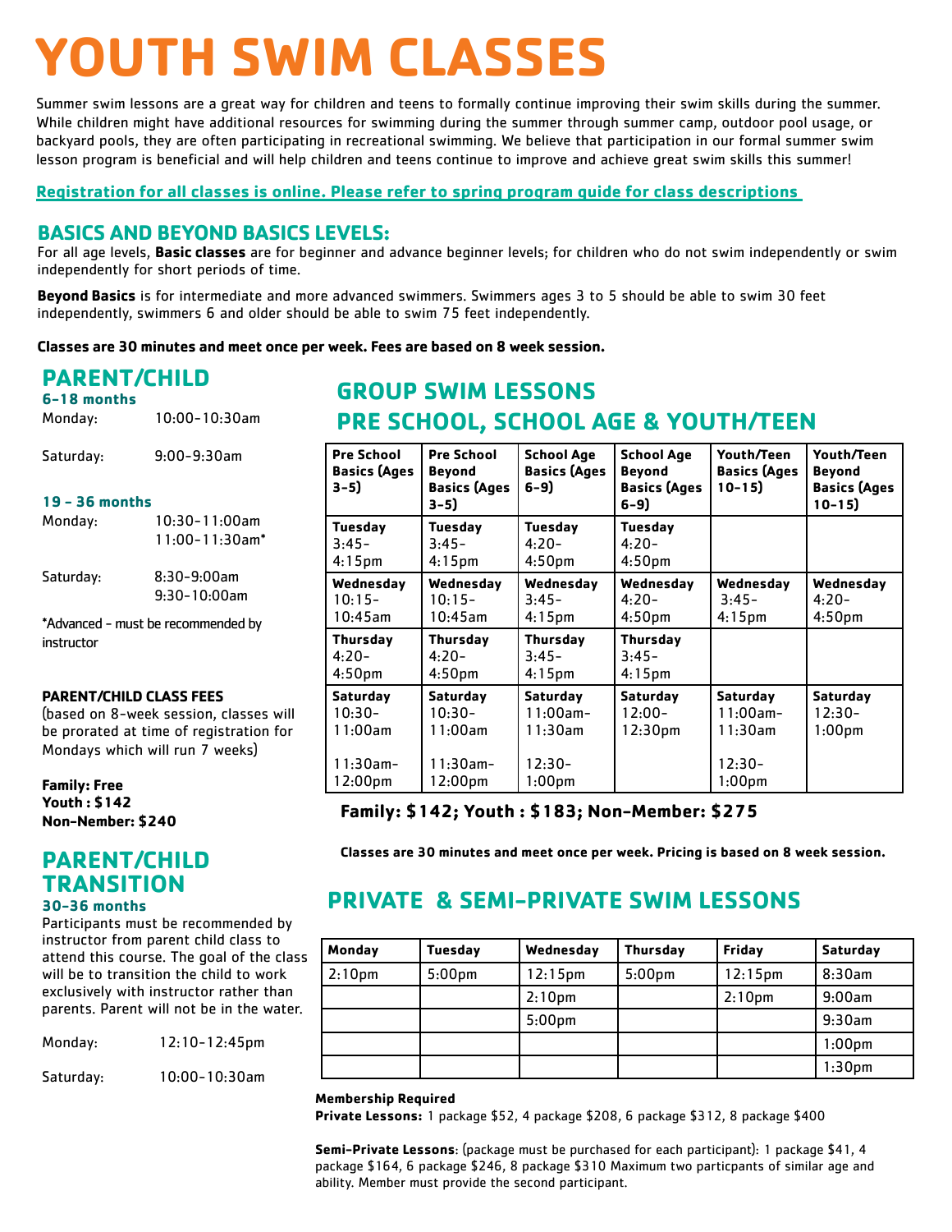# YOUTH SWIM CLASSES

Summer swim lessons are a great way for children and teens to formally continue improving their swim skills during the summer. While children might have additional resources for swimming during the summer through summer camp, outdoor pool usage, or backyard pools, they are often participating in recreational swimming. We believe that participation in our formal summer swim lesson program is beneficial and will help children and teens continue to improve and achieve great swim skills this summer!

**Registration for all classes is online. Please refer to spring program guide for class descriptions**

## BASICS AND BEYOND BASICS LEVELS:

For all age levels, **Basic classes** are for beginner and advance beginner levels; for children who do not swim independently or swim independently for short periods of time.

**Beyond Basics** is for intermediate and more advanced swimmers. Swimmers ages 3 to 5 should be able to swim 30 feet independently, swimmers 6 and older should be able to swim 75 feet independently.

**Classes are 30 minutes and meet once per week. Fees are based on 8 week session.**

## PARENT/CHILD

### 6-18 months

Monday: 10:00-10:30am

Saturday: 9:00-9:30am

### 19 - 36 months

Monday: 10:30-11:00am
11:00-11:30am*

Saturday: 8:30-9:00am
9:30-10:00am

*Advanced - must be recommended by instructor

**PARENT/CHILD CLASS FEES**
(based on 8-week session, classes will be prorated at time of registration for Mondays which will run 7 weeks)

**Family: Free**
**Youth : $142**
**Non-Member: $240**

## PARENT/CHILD TRANSITION

### 30-36 months

Participants must be recommended by instructor from parent child class to attend this course. The goal of the class will be to transition the child to work exclusively with instructor rather than parents. Parent will not be in the water.

Monday: 12:10-12:45pm

Saturday: 10:00-10:30am

## GROUP SWIM LESSONS
## PRE SCHOOL, SCHOOL AGE & YOUTH/TEEN

| Pre School Basics (Ages 3-5) | Pre School Beyond Basics (Ages 3-5) | School Age Basics (Ages 6-9) | School Age Beyond Basics (Ages 6-9) | Youth/Teen Basics (Ages 10-15) | Youth/Teen Beyond Basics (Ages 10-15) |
|---|---|---|---|---|---|
| **Tuesday** 3:45-4:15pm | **Tuesday** 3:45-4:15pm | **Tuesday** 4:20-4:50pm | **Tuesday** 4:20-4:50pm | | |
| **Wednesday** 10:15-10:45am | **Wednesday** 10:15-10:45am | **Wednesday** 3:45-4:15pm | **Wednesday** 4:20-4:50pm | **Wednesday** 3:45-4:15pm | **Wednesday** 4:20-4:50pm |
| **Thursday** 4:20-4:50pm | **Thursday** 4:20-4:50pm | **Thursday** 3:45-4:15pm | **Thursday** 3:45-4:15pm | | |
| **Saturday** 10:30-11:00am 11:30am-12:00pm | **Saturday** 10:30-11:00am 11:30am-12:00pm | **Saturday** 11:00am-11:30am 12:30-1:00pm | **Saturday** 12:00-12:30pm | **Saturday** 11:00am-11:30am 12:30-1:00pm | **Saturday** 12:30-1:00pm |

**Family: $142; Youth : $183; Non-Member: $275**

**Classes are 30 minutes and meet once per week. Pricing is based on 8 week session.**

## PRIVATE & SEMI-PRIVATE SWIM LESSONS

| Monday | Tuesday | Wednesday | Thursday | Friday | Saturday |
|---|---|---|---|---|---|
| 2:10pm | 5:00pm | 12:15pm | 5:00pm | 12:15pm | 8:30am |
| | | 2:10pm | | 2:10pm | 9:00am |
| | | 5:00pm | | | 9:30am |
| | | | | | 1:00pm |
| | | | | | 1:30pm |

**Membership Required**
**Private Lessons:** 1 package $52, 4 package $208, 6 package $312, 8 package $400

**Semi-Private Lessons**: (package must be purchased for each participant): 1 package $41, 4 package $164, 6 package $246, 8 package $310 Maximum two particpants of similar age and ability. Member must provide the second participant.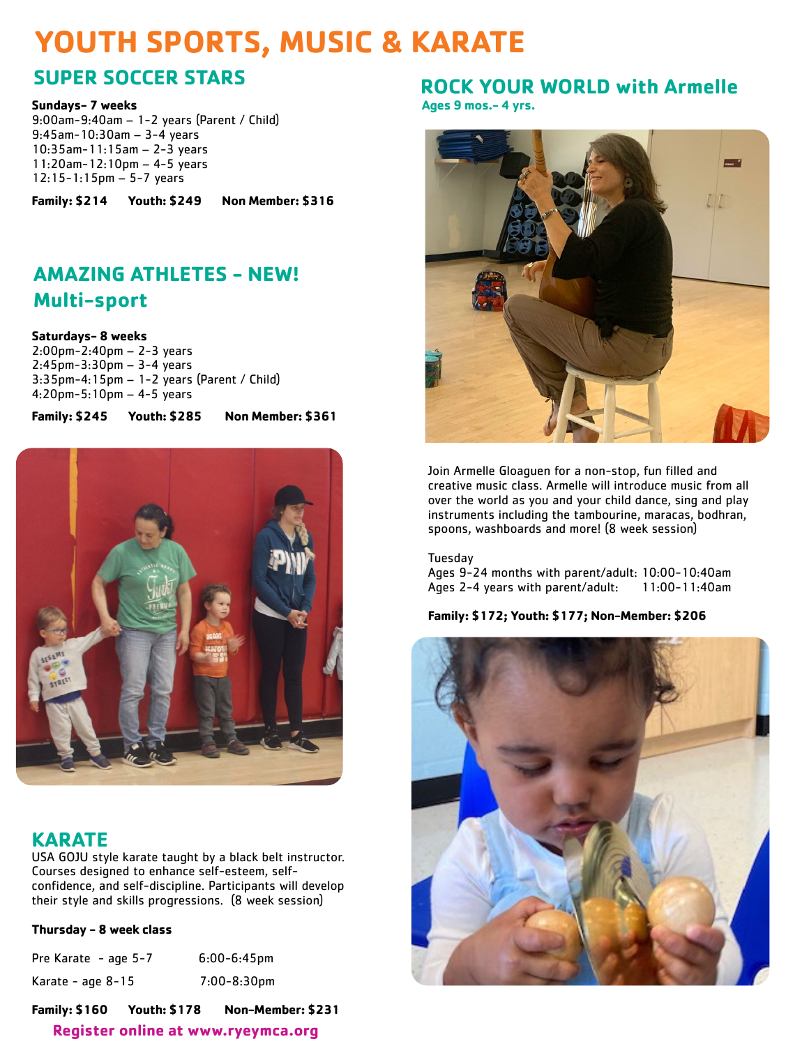# YOUTH SPORTS, MUSIC & KARATE

## SUPER SOCCER STARS

**Sundays- 7 weeks**
9:00am-9:40am – 1-2 years (Parent / Child)
9:45am-10:30am – 3-4 years
10:35am-11:15am – 2-3 years
11:20am-12:10pm – 4-5 years
12:15-1:15pm – 5-7 years

**Family: $214 Youth: $249 Non Member: $316**

## AMAZING ATHLETES - NEW! Multi-sport

**Saturdays- 8 weeks**
2:00pm-2:40pm – 2-3 years
2:45pm-3:30pm – 3-4 years
3:35pm-4:15pm – 1-2 years (Parent / Child)
4:20pm-5:10pm – 4-5 years

**Family: $245 Youth: $285 Non Member: $361**

## KARATE

USA GOJU style karate taught by a black belt instructor. Courses designed to enhance self-esteem, self-confidence, and self-discipline. Participants will develop their style and skills progressions. (8 week session)

**Thursday - 8 week class**

| | |
|---|---|
| Pre Karate - age 5-7 | 6:00-6:45pm |
| Karate - age 8-15 | 7:00-8:30pm |

**Family: $160 Youth: $178 Non-Member: $231**

**Register online at www.ryeymca.org**

## ROCK YOUR WORLD with Armelle

**Ages 9 mos.- 4 yrs.**

Join Armelle Gloaguen for a non-stop, fun filled and creative music class. Armelle will introduce music from all over the world as you and your child dance, sing and play instruments including the tambourine, maracas, bodhran, spoons, washboards and more! (8 week session)

Tuesday
Ages 9-24 months with parent/adult: 10:00-10:40am
Ages 2-4 years with parent/adult: 11:00-11:40am

**Family: $172; Youth: $177; Non-Member: $206**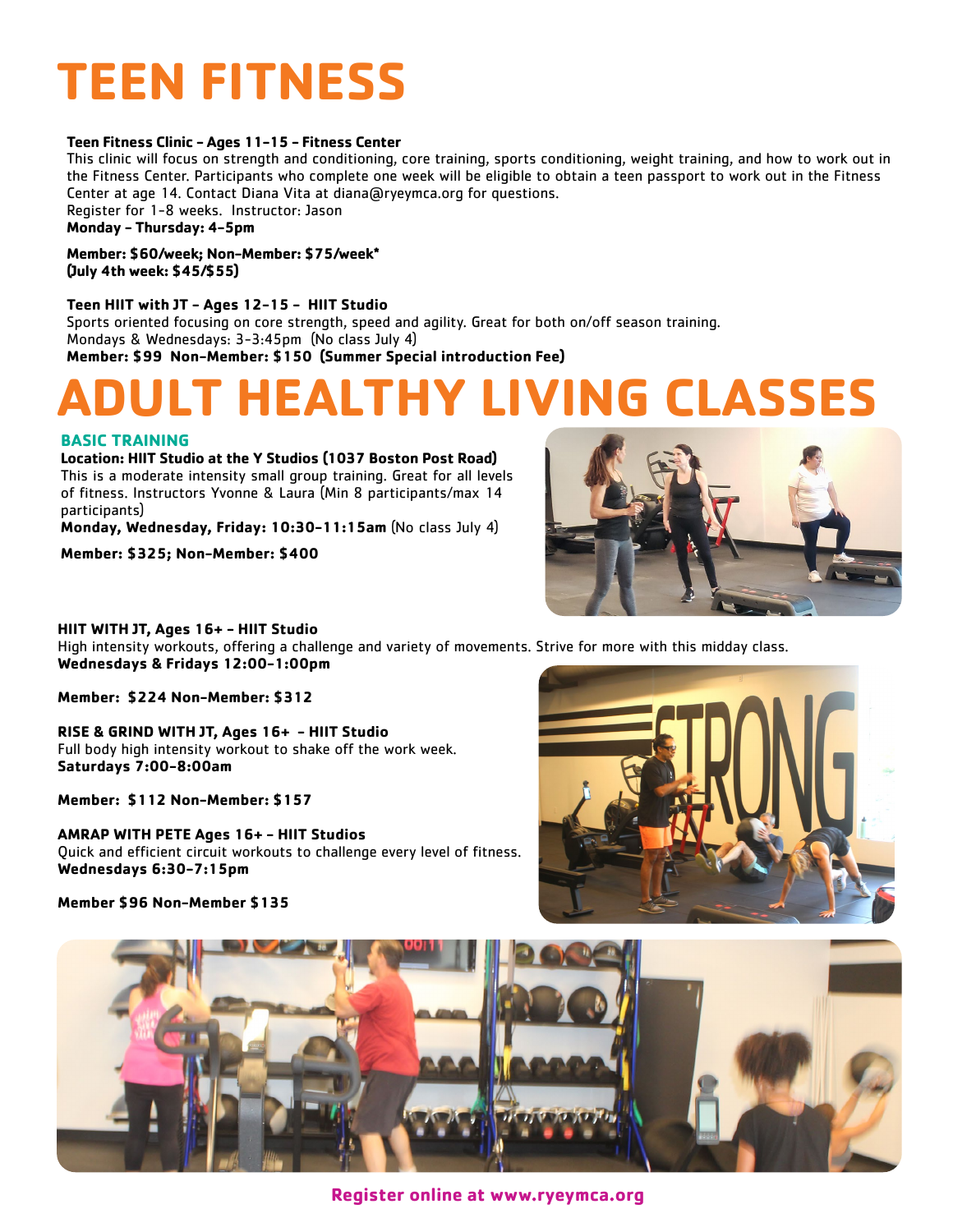# TEEN FITNESS

**Teen Fitness Clinic - Ages 11-15 - Fitness Center**
This clinic will focus on strength and conditioning, core training, sports conditioning, weight training, and how to work out in the Fitness Center. Participants who complete one week will be eligible to obtain a teen passport to work out in the Fitness Center at age 14. Contact Diana Vita at diana@ryeymca.org for questions.
Register for 1-8 weeks. Instructor: Jason
**Monday - Thursday: 4-5pm**

**Member: $60/week; Non-Member: $75/week***
**(July 4th week: $45/$55)**

**Teen HIIT with JT - Ages 12-15 - HIIT Studio**
Sports oriented focusing on core strength, speed and agility. Great for both on/off season training.
Mondays & Wednesdays: 3-3:45pm (No class July 4)
**Member: $99 Non-Member: $150 (Summer Special introduction Fee)**

# ADULT HEALTHY LIVING CLASSES

## BASIC TRAINING

**Location: HIIT Studio at the Y Studios (1037 Boston Post Road)**
This is a moderate intensity small group training. Great for all levels of fitness. Instructors Yvonne & Laura (Min 8 participants/max 14 participants)
**Monday, Wednesday, Friday: 10:30-11:15am** (No class July 4)

**Member: $325; Non-Member: $400**

**HIIT WITH JT, Ages 16+ - HIIT Studio**
High intensity workouts, offering a challenge and variety of movements. Strive for more with this midday class.
**Wednesdays & Fridays 12:00-1:00pm**

**Member: $224 Non-Member: $312**

**RISE & GRIND WITH JT, Ages 16+ - HIIT Studio**
Full body high intensity workout to shake off the work week.
**Saturdays 7:00-8:00am**

**Member: $112 Non-Member: $157**

**AMRAP WITH PETE Ages 16+ - HIIT Studios**
Quick and efficient circuit workouts to challenge every level of fitness.
**Wednesdays 6:30-7:15pm**

**Member $96 Non-Member $135**

**Register online at www.ryeymca.org**